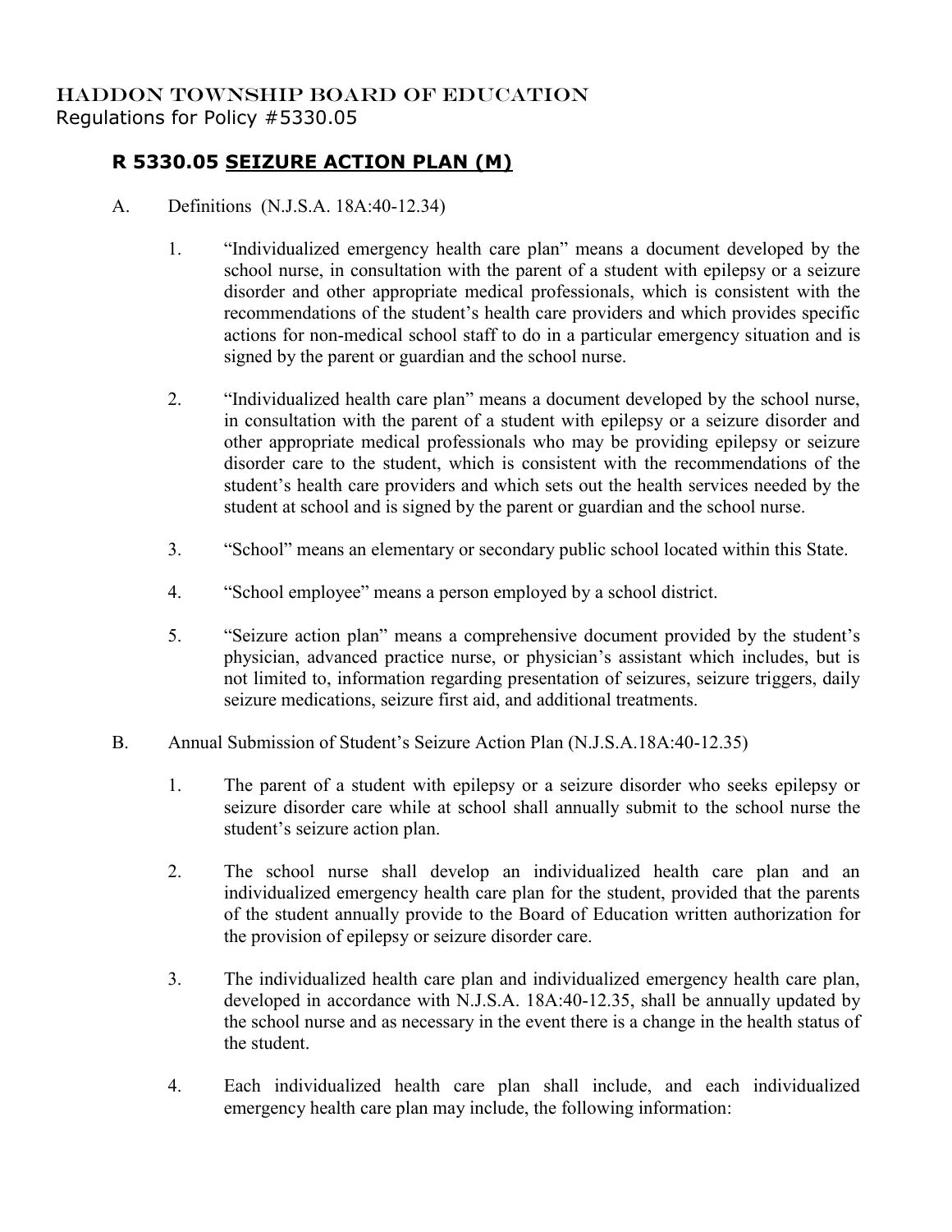HADDON TOWNSHIP BOARD OF EDUCATION
Regulations for Policy #5330.05

# R 5330.05 SEIZURE ACTION PLAN (M)

A. Definitions (N.J.S.A. 18A:40-12.34)

1. "Individualized emergency health care plan" means a document developed by the school nurse, in consultation with the parent of a student with epilepsy or a seizure disorder and other appropriate medical professionals, which is consistent with the recommendations of the student's health care providers and which provides specific actions for non-medical school staff to do in a particular emergency situation and is signed by the parent or guardian and the school nurse.

2. "Individualized health care plan" means a document developed by the school nurse, in consultation with the parent of a student with epilepsy or a seizure disorder and other appropriate medical professionals who may be providing epilepsy or seizure disorder care to the student, which is consistent with the recommendations of the student's health care providers and which sets out the health services needed by the student at school and is signed by the parent or guardian and the school nurse.

3. "School" means an elementary or secondary public school located within this State.

4. "School employee" means a person employed by a school district.

5. "Seizure action plan" means a comprehensive document provided by the student's physician, advanced practice nurse, or physician's assistant which includes, but is not limited to, information regarding presentation of seizures, seizure triggers, daily seizure medications, seizure first aid, and additional treatments.

B. Annual Submission of Student's Seizure Action Plan (N.J.S.A.18A:40-12.35)

1. The parent of a student with epilepsy or a seizure disorder who seeks epilepsy or seizure disorder care while at school shall annually submit to the school nurse the student's seizure action plan.

2. The school nurse shall develop an individualized health care plan and an individualized emergency health care plan for the student, provided that the parents of the student annually provide to the Board of Education written authorization for the provision of epilepsy or seizure disorder care.

3. The individualized health care plan and individualized emergency health care plan, developed in accordance with N.J.S.A. 18A:40-12.35, shall be annually updated by the school nurse and as necessary in the event there is a change in the health status of the student.

4. Each individualized health care plan shall include, and each individualized emergency health care plan may include, the following information: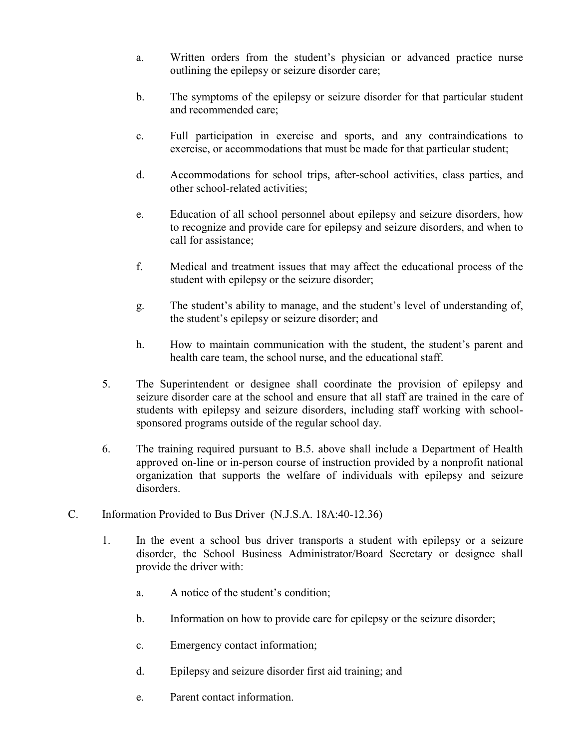a. Written orders from the student's physician or advanced practice nurse outlining the epilepsy or seizure disorder care;

b. The symptoms of the epilepsy or seizure disorder for that particular student and recommended care;

c. Full participation in exercise and sports, and any contraindications to exercise, or accommodations that must be made for that particular student;

d. Accommodations for school trips, after-school activities, class parties, and other school-related activities;

e. Education of all school personnel about epilepsy and seizure disorders, how to recognize and provide care for epilepsy and seizure disorders, and when to call for assistance;

f. Medical and treatment issues that may affect the educational process of the student with epilepsy or the seizure disorder;

g. The student's ability to manage, and the student's level of understanding of, the student's epilepsy or seizure disorder; and

h. How to maintain communication with the student, the student's parent and health care team, the school nurse, and the educational staff.

5. The Superintendent or designee shall coordinate the provision of epilepsy and seizure disorder care at the school and ensure that all staff are trained in the care of students with epilepsy and seizure disorders, including staff working with school-sponsored programs outside of the regular school day.

6. The training required pursuant to B.5. above shall include a Department of Health approved on-line or in-person course of instruction provided by a nonprofit national organization that supports the welfare of individuals with epilepsy and seizure disorders.

C. Information Provided to Bus Driver (N.J.S.A. 18A:40-12.36)

1. In the event a school bus driver transports a student with epilepsy or a seizure disorder, the School Business Administrator/Board Secretary or designee shall provide the driver with:

   a. A notice of the student's condition;

   b. Information on how to provide care for epilepsy or the seizure disorder;

   c. Emergency contact information;

   d. Epilepsy and seizure disorder first aid training; and

   e. Parent contact information.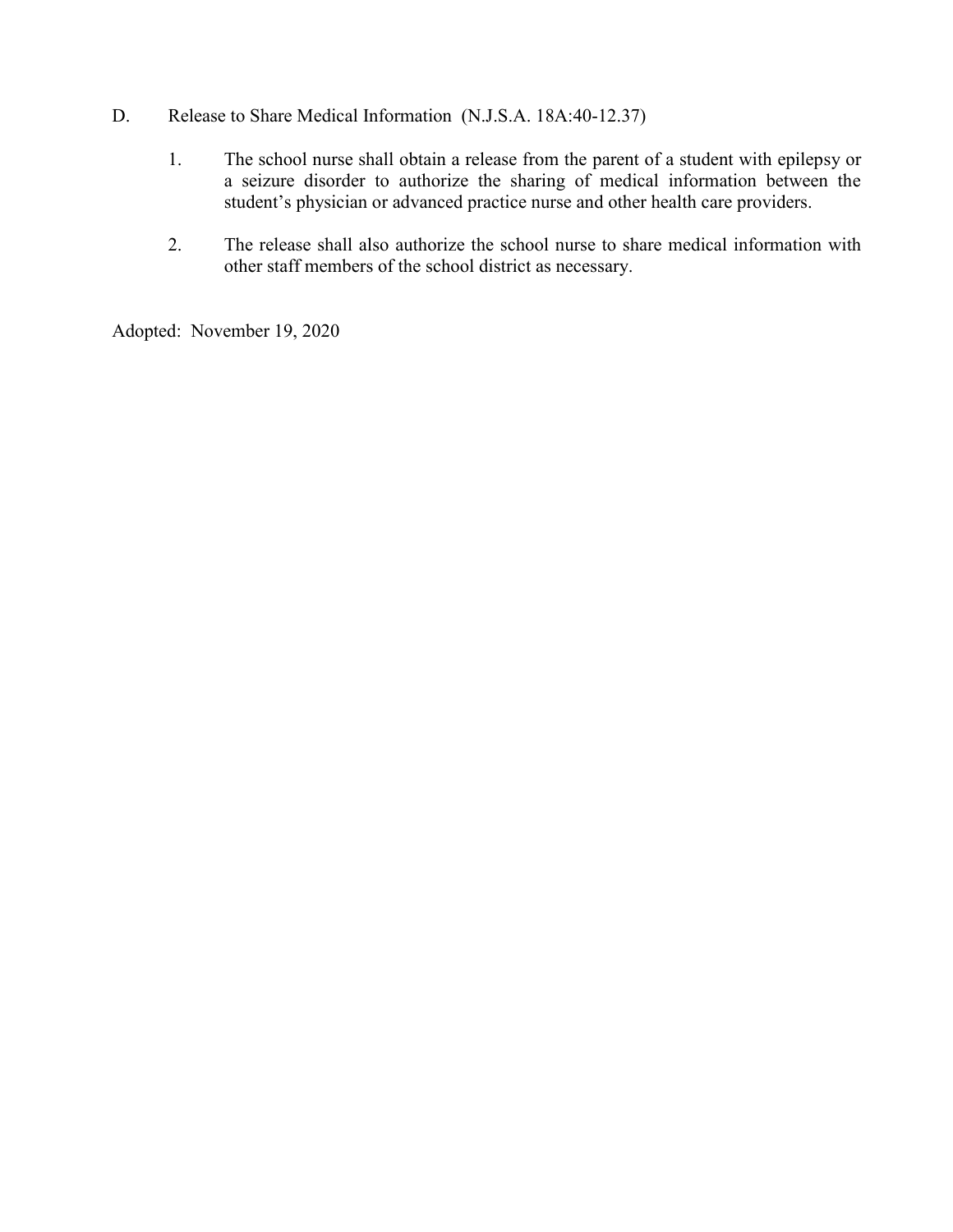D. Release to Share Medical Information (N.J.S.A. 18A:40-12.37)

1. The school nurse shall obtain a release from the parent of a student with epilepsy or a seizure disorder to authorize the sharing of medical information between the student's physician or advanced practice nurse and other health care providers.

2. The release shall also authorize the school nurse to share medical information with other staff members of the school district as necessary.

Adopted: November 19, 2020